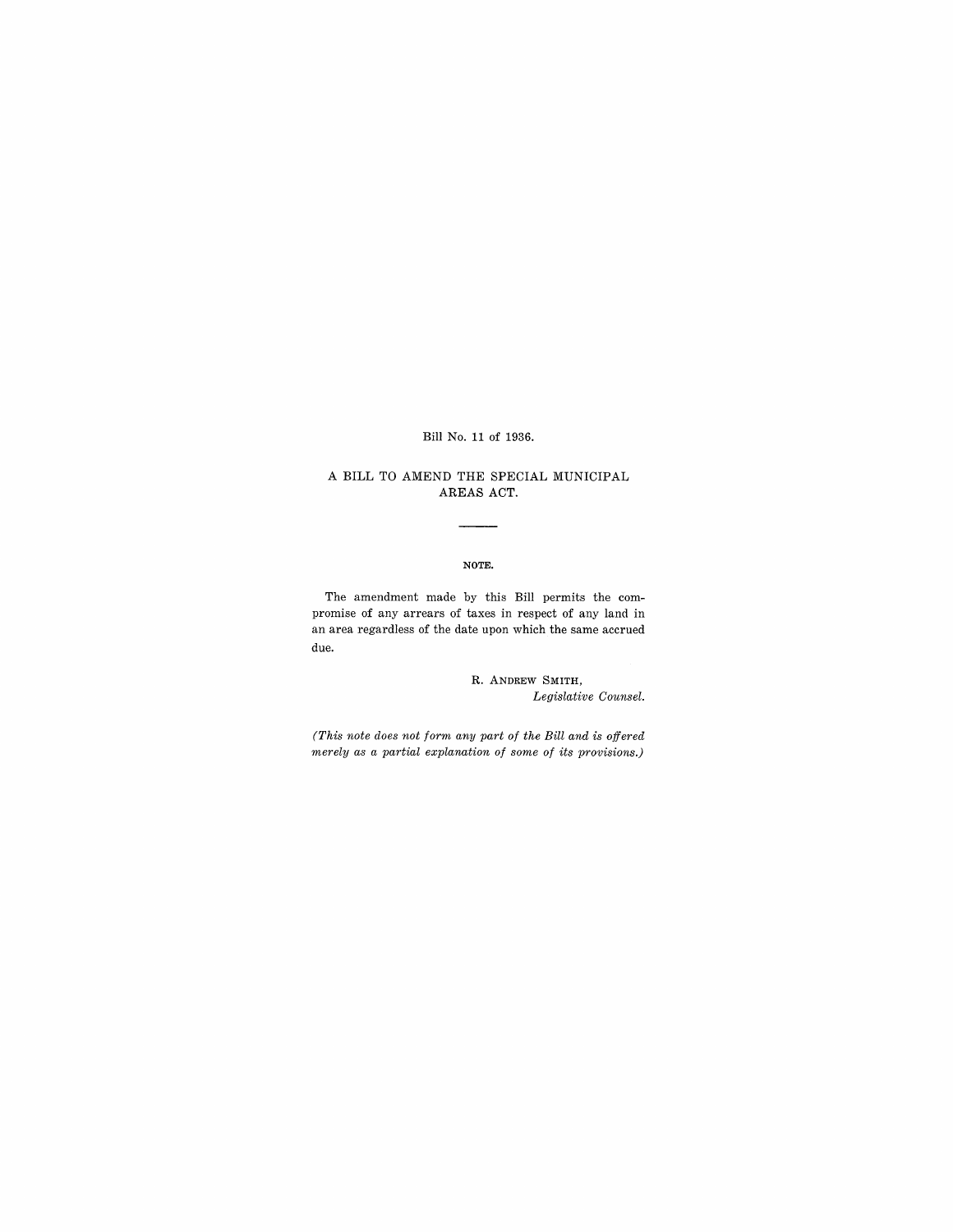Bill No. 11 of 1936.

# A BILL TO AMEND THE SPECIAL MUNICIPAL AREAS ACT.

---

NOTE.

The amendment made by this Bill permits the compromise of any arrears of taxes in respect of any land in an area regardless of the date upon which the same accrued due.

R. ANDREW SMITH,
*Legislative Counsel.*

*(This note does not form any part of the Bill and is offered merely as a partial explanation of some of its provisions.)*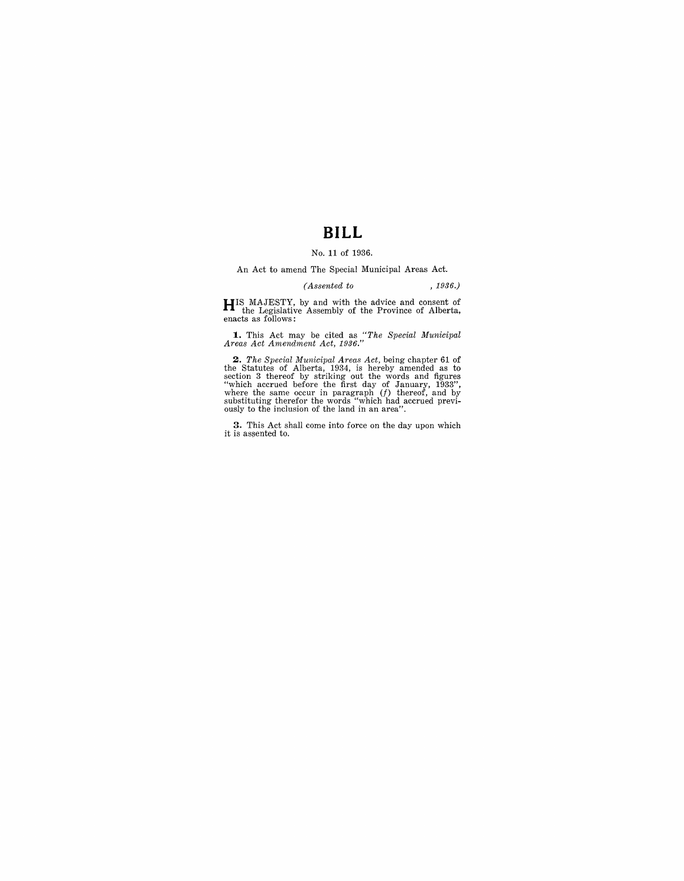# BILL

No. 11 of 1936.

An Act to amend The Special Municipal Areas Act.

*(Assented to , 1936.)*

HIS MAJESTY, by and with the advice and consent of the Legislative Assembly of the Province of Alberta, enacts as follows:

**1.** This Act may be cited as *"The Special Municipal Areas Act Amendment Act, 1936."*

**2.** *The Special Municipal Areas Act*, being chapter 61 of the Statutes of Alberta, 1934, is hereby amended as to section 3 thereof by striking out the words and figures "which accrued before the first day of January, 1933", where the same occur in paragraph (*f*) thereof, and by substituting therefor the words "which had accrued previously to the inclusion of the land in an area".

**3.** This Act shall come into force on the day upon which it is assented to.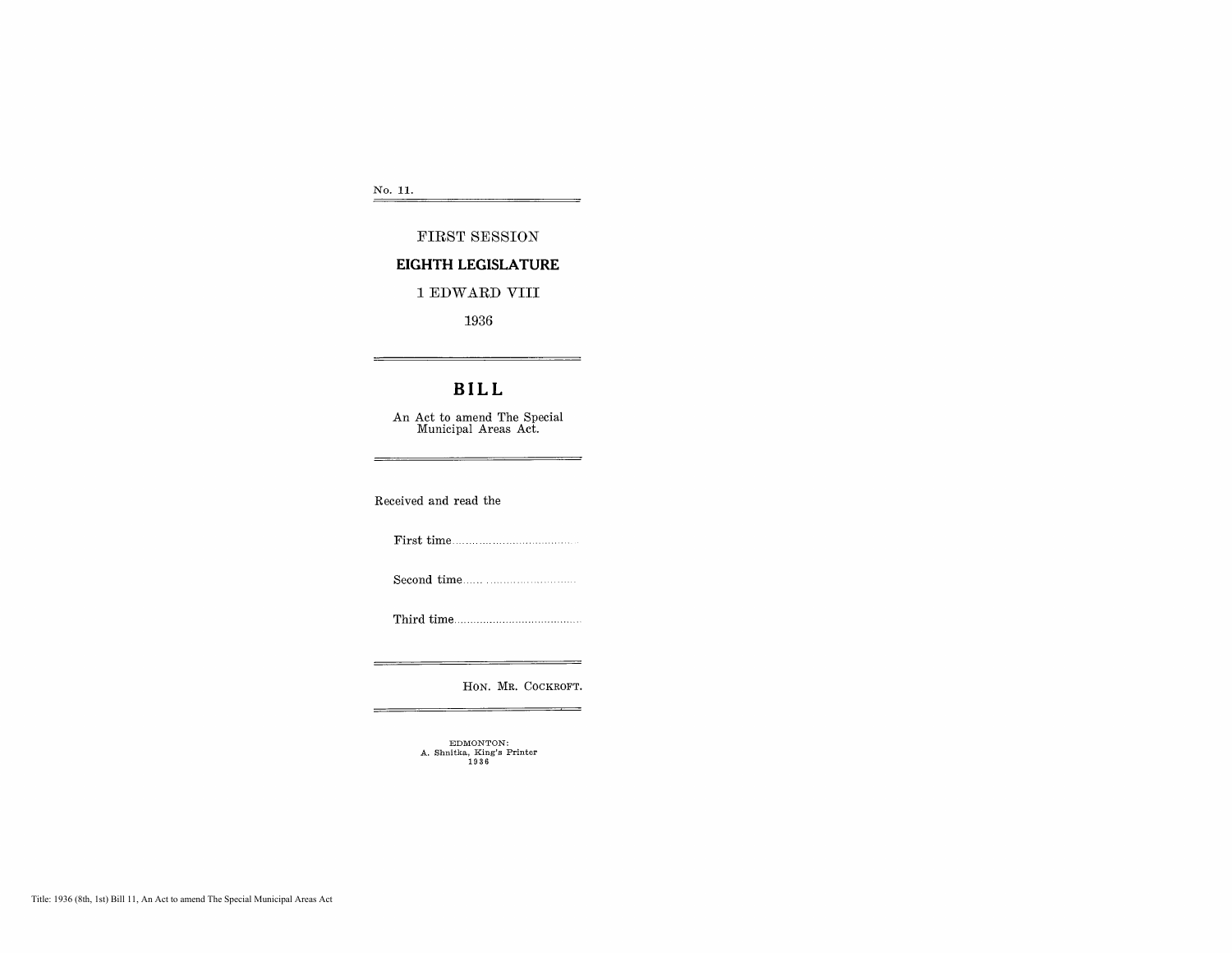No. 11.

FIRST SESSION

**EIGHTH LEGISLATURE**

1 EDWARD VIII

1936

# BILL

An Act to amend The Special Municipal Areas Act.

Received and read the

First time........................................

Second time......................................

Third time........................................

HON. MR. COCKROFT.

EDMONTON:
A. Shnitka, King's Printer
1936

Title: 1936 (8th, 1st) Bill 11, An Act to amend The Special Municipal Areas Act